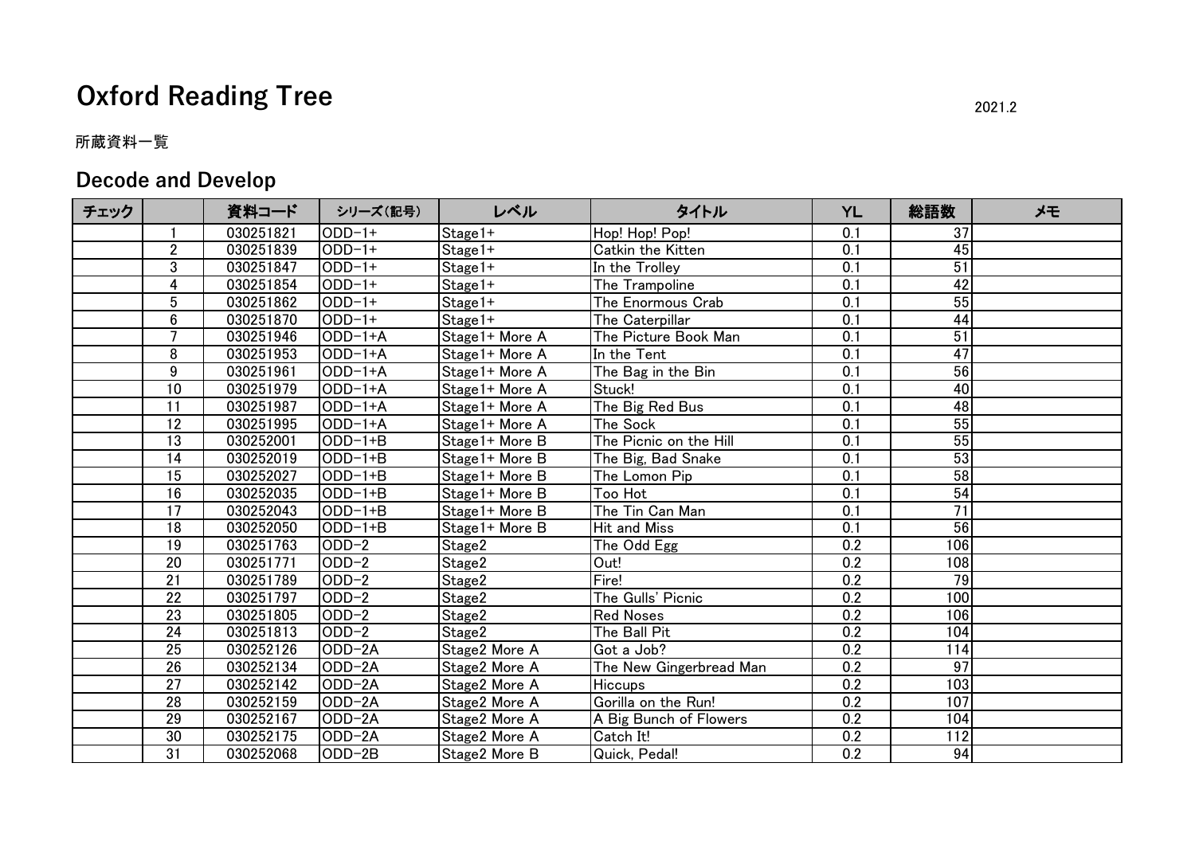# Oxford Reading Tree

2021.2

所蔵資料一覧

## Decode and Develop

| チェック | | 資料コード | シリーズ(記号) | レベル | タイトル | YL | 総語数 | メモ |
|---|---|---|---|---|---|---|---|---|
| | 1 | 030251821 | ODD-1+ | Stage1+ | Hop! Hop! Pop! | 0.1 | 37 | |
| | 2 | 030251839 | ODD-1+ | Stage1+ | Catkin the Kitten | 0.1 | 45 | |
| | 3 | 030251847 | ODD-1+ | Stage1+ | In the Trolley | 0.1 | 51 | |
| | 4 | 030251854 | ODD-1+ | Stage1+ | The Trampoline | 0.1 | 42 | |
| | 5 | 030251862 | ODD-1+ | Stage1+ | The Enormous Crab | 0.1 | 55 | |
| | 6 | 030251870 | ODD-1+ | Stage1+ | The Caterpillar | 0.1 | 44 | |
| | 7 | 030251946 | ODD-1+A | Stage1+ More A | The Picture Book Man | 0.1 | 51 | |
| | 8 | 030251953 | ODD-1+A | Stage1+ More A | In the Tent | 0.1 | 47 | |
| | 9 | 030251961 | ODD-1+A | Stage1+ More A | The Bag in the Bin | 0.1 | 56 | |
| | 10 | 030251979 | ODD-1+A | Stage1+ More A | Stuck! | 0.1 | 40 | |
| | 11 | 030251987 | ODD-1+A | Stage1+ More A | The Big Red Bus | 0.1 | 48 | |
| | 12 | 030251995 | ODD-1+A | Stage1+ More A | The Sock | 0.1 | 55 | |
| | 13 | 030252001 | ODD-1+B | Stage1+ More B | The Picnic on the Hill | 0.1 | 55 | |
| | 14 | 030252019 | ODD-1+B | Stage1+ More B | The Big, Bad Snake | 0.1 | 53 | |
| | 15 | 030252027 | ODD-1+B | Stage1+ More B | The Lomon Pip | 0.1 | 58 | |
| | 16 | 030252035 | ODD-1+B | Stage1+ More B | Too Hot | 0.1 | 54 | |
| | 17 | 030252043 | ODD-1+B | Stage1+ More B | The Tin Can Man | 0.1 | 71 | |
| | 18 | 030252050 | ODD-1+B | Stage1+ More B | Hit and Miss | 0.1 | 56 | |
| | 19 | 030251763 | ODD-2 | Stage2 | The Odd Egg | 0.2 | 106 | |
| | 20 | 030251771 | ODD-2 | Stage2 | Out! | 0.2 | 108 | |
| | 21 | 030251789 | ODD-2 | Stage2 | Fire! | 0.2 | 79 | |
| | 22 | 030251797 | ODD-2 | Stage2 | The Gulls' Picnic | 0.2 | 100 | |
| | 23 | 030251805 | ODD-2 | Stage2 | Red Noses | 0.2 | 106 | |
| | 24 | 030251813 | ODD-2 | Stage2 | The Ball Pit | 0.2 | 104 | |
| | 25 | 030252126 | ODD-2A | Stage2 More A | Got a Job? | 0.2 | 114 | |
| | 26 | 030252134 | ODD-2A | Stage2 More A | The New Gingerbread Man | 0.2 | 97 | |
| | 27 | 030252142 | ODD-2A | Stage2 More A | Hiccups | 0.2 | 103 | |
| | 28 | 030252159 | ODD-2A | Stage2 More A | Gorilla on the Run! | 0.2 | 107 | |
| | 29 | 030252167 | ODD-2A | Stage2 More A | A Big Bunch of Flowers | 0.2 | 104 | |
| | 30 | 030252175 | ODD-2A | Stage2 More A | Catch It! | 0.2 | 112 | |
| | 31 | 030252068 | ODD-2B | Stage2 More B | Quick, Pedal! | 0.2 | 94 | |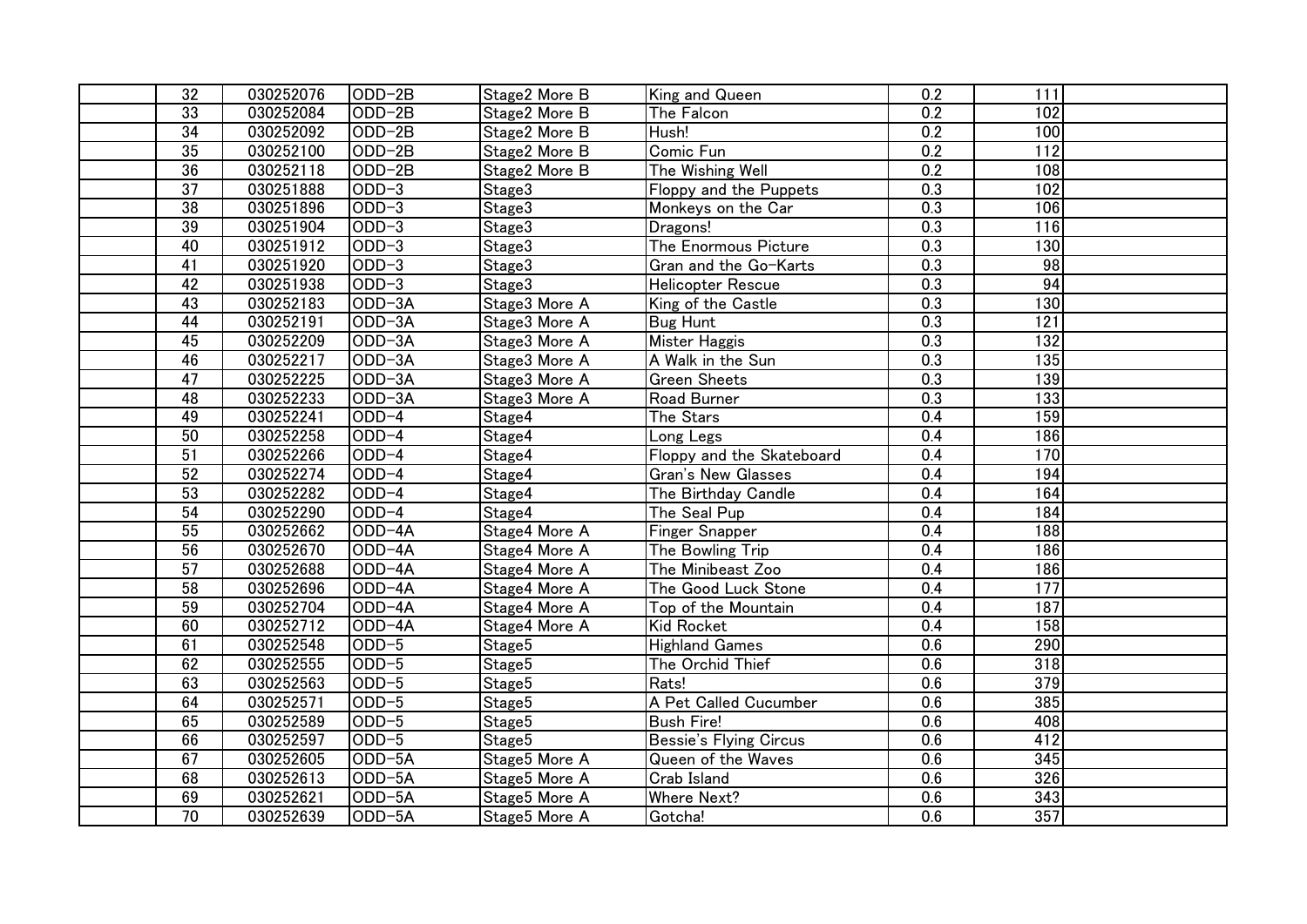|  | No. | Code | Set | Stage | Title | Level | Words |  |
|---|---|---|---|---|---|---|---|---|
|  | 32 | 030252076 | ODD−2B | Stage2 More B | King and Queen | 0.2 | 111 |  |
|  | 33 | 030252084 | ODD−2B | Stage2 More B | The Falcon | 0.2 | 102 |  |
|  | 34 | 030252092 | ODD−2B | Stage2 More B | Hush! | 0.2 | 100 |  |
|  | 35 | 030252100 | ODD−2B | Stage2 More B | Comic Fun | 0.2 | 112 |  |
|  | 36 | 030252118 | ODD−2B | Stage2 More B | The Wishing Well | 0.2 | 108 |  |
|  | 37 | 030251888 | ODD−3 | Stage3 | Floppy and the Puppets | 0.3 | 102 |  |
|  | 38 | 030251896 | ODD−3 | Stage3 | Monkeys on the Car | 0.3 | 106 |  |
|  | 39 | 030251904 | ODD−3 | Stage3 | Dragons! | 0.3 | 116 |  |
|  | 40 | 030251912 | ODD−3 | Stage3 | The Enormous Picture | 0.3 | 130 |  |
|  | 41 | 030251920 | ODD−3 | Stage3 | Gran and the Go−Karts | 0.3 | 98 |  |
|  | 42 | 030251938 | ODD−3 | Stage3 | Helicopter Rescue | 0.3 | 94 |  |
|  | 43 | 030252183 | ODD−3A | Stage3 More A | King of the Castle | 0.3 | 130 |  |
|  | 44 | 030252191 | ODD−3A | Stage3 More A | Bug Hunt | 0.3 | 121 |  |
|  | 45 | 030252209 | ODD−3A | Stage3 More A | Mister Haggis | 0.3 | 132 |  |
|  | 46 | 030252217 | ODD−3A | Stage3 More A | A Walk in the Sun | 0.3 | 135 |  |
|  | 47 | 030252225 | ODD−3A | Stage3 More A | Green Sheets | 0.3 | 139 |  |
|  | 48 | 030252233 | ODD−3A | Stage3 More A | Road Burner | 0.3 | 133 |  |
|  | 49 | 030252241 | ODD−4 | Stage4 | The Stars | 0.4 | 159 |  |
|  | 50 | 030252258 | ODD−4 | Stage4 | Long Legs | 0.4 | 186 |  |
|  | 51 | 030252266 | ODD−4 | Stage4 | Floppy and the Skateboard | 0.4 | 170 |  |
|  | 52 | 030252274 | ODD−4 | Stage4 | Gran's New Glasses | 0.4 | 194 |  |
|  | 53 | 030252282 | ODD−4 | Stage4 | The Birthday Candle | 0.4 | 164 |  |
|  | 54 | 030252290 | ODD−4 | Stage4 | The Seal Pup | 0.4 | 184 |  |
|  | 55 | 030252662 | ODD−4A | Stage4 More A | Finger Snapper | 0.4 | 188 |  |
|  | 56 | 030252670 | ODD−4A | Stage4 More A | The Bowling Trip | 0.4 | 186 |  |
|  | 57 | 030252688 | ODD−4A | Stage4 More A | The Minibeast Zoo | 0.4 | 186 |  |
|  | 58 | 030252696 | ODD−4A | Stage4 More A | The Good Luck Stone | 0.4 | 177 |  |
|  | 59 | 030252704 | ODD−4A | Stage4 More A | Top of the Mountain | 0.4 | 187 |  |
|  | 60 | 030252712 | ODD−4A | Stage4 More A | Kid Rocket | 0.4 | 158 |  |
|  | 61 | 030252548 | ODD−5 | Stage5 | Highland Games | 0.6 | 290 |  |
|  | 62 | 030252555 | ODD−5 | Stage5 | The Orchid Thief | 0.6 | 318 |  |
|  | 63 | 030252563 | ODD−5 | Stage5 | Rats! | 0.6 | 379 |  |
|  | 64 | 030252571 | ODD−5 | Stage5 | A Pet Called Cucumber | 0.6 | 385 |  |
|  | 65 | 030252589 | ODD−5 | Stage5 | Bush Fire! | 0.6 | 408 |  |
|  | 66 | 030252597 | ODD−5 | Stage5 | Bessie's Flying Circus | 0.6 | 412 |  |
|  | 67 | 030252605 | ODD−5A | Stage5 More A | Queen of the Waves | 0.6 | 345 |  |
|  | 68 | 030252613 | ODD−5A | Stage5 More A | Crab Island | 0.6 | 326 |  |
|  | 69 | 030252621 | ODD−5A | Stage5 More A | Where Next? | 0.6 | 343 |  |
|  | 70 | 030252639 | ODD−5A | Stage5 More A | Gotcha! | 0.6 | 357 |  |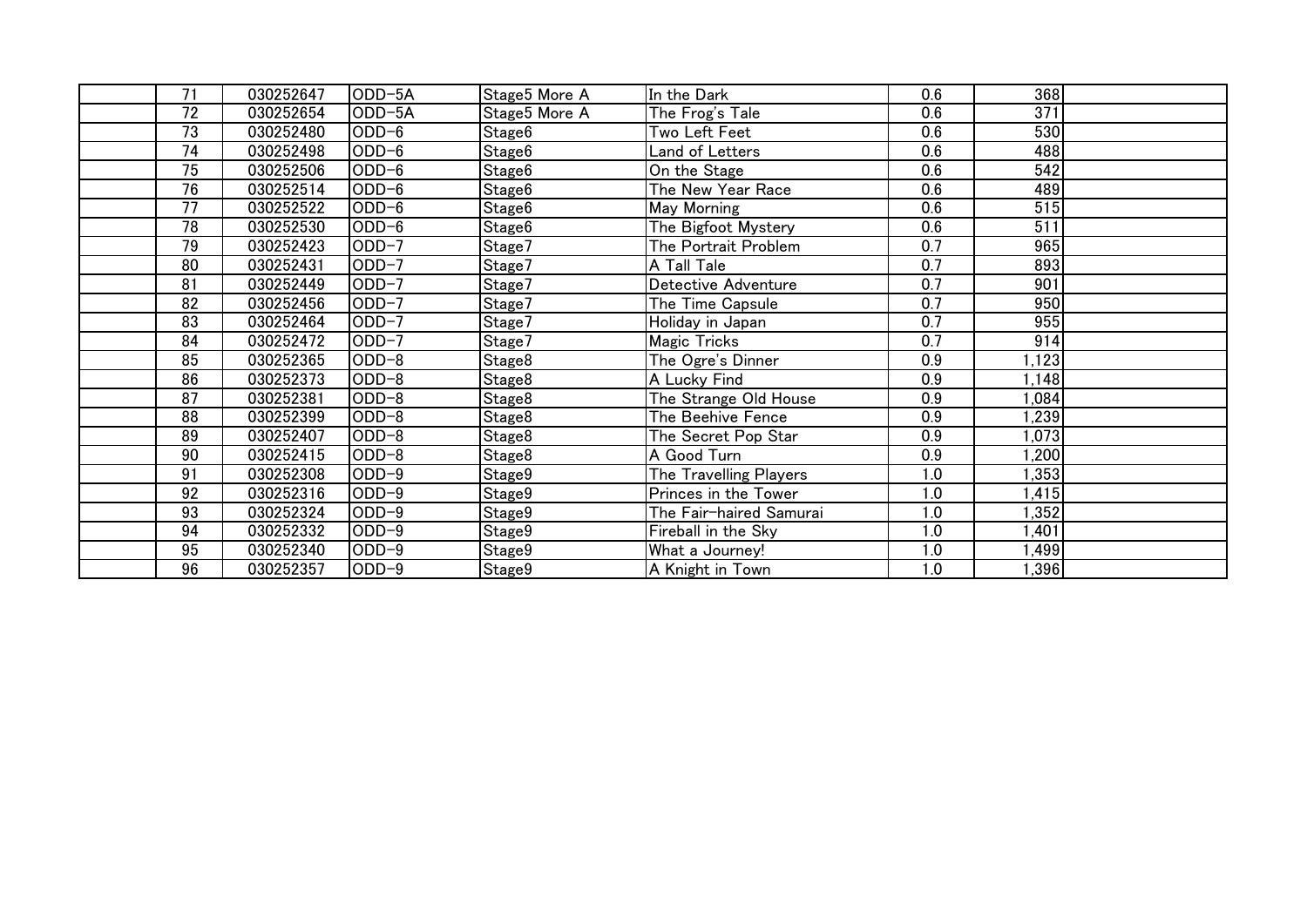| | | | | | | | | |
|---|---|---|---|---|---|---|---|---|
| | 71 | 030252647 | ODD−5A | Stage5 More A | In the Dark | 0.6 | 368 | |
| | 72 | 030252654 | ODD−5A | Stage5 More A | The Frog's Tale | 0.6 | 371 | |
| | 73 | 030252480 | ODD−6 | Stage6 | Two Left Feet | 0.6 | 530 | |
| | 74 | 030252498 | ODD−6 | Stage6 | Land of Letters | 0.6 | 488 | |
| | 75 | 030252506 | ODD−6 | Stage6 | On the Stage | 0.6 | 542 | |
| | 76 | 030252514 | ODD−6 | Stage6 | The New Year Race | 0.6 | 489 | |
| | 77 | 030252522 | ODD−6 | Stage6 | May Morning | 0.6 | 515 | |
| | 78 | 030252530 | ODD−6 | Stage6 | The Bigfoot Mystery | 0.6 | 511 | |
| | 79 | 030252423 | ODD−7 | Stage7 | The Portrait Problem | 0.7 | 965 | |
| | 80 | 030252431 | ODD−7 | Stage7 | A Tall Tale | 0.7 | 893 | |
| | 81 | 030252449 | ODD−7 | Stage7 | Detective Adventure | 0.7 | 901 | |
| | 82 | 030252456 | ODD−7 | Stage7 | The Time Capsule | 0.7 | 950 | |
| | 83 | 030252464 | ODD−7 | Stage7 | Holiday in Japan | 0.7 | 955 | |
| | 84 | 030252472 | ODD−7 | Stage7 | Magic Tricks | 0.7 | 914 | |
| | 85 | 030252365 | ODD−8 | Stage8 | The Ogre's Dinner | 0.9 | 1,123 | |
| | 86 | 030252373 | ODD−8 | Stage8 | A Lucky Find | 0.9 | 1,148 | |
| | 87 | 030252381 | ODD−8 | Stage8 | The Strange Old House | 0.9 | 1,084 | |
| | 88 | 030252399 | ODD−8 | Stage8 | The Beehive Fence | 0.9 | 1,239 | |
| | 89 | 030252407 | ODD−8 | Stage8 | The Secret Pop Star | 0.9 | 1,073 | |
| | 90 | 030252415 | ODD−8 | Stage8 | A Good Turn | 0.9 | 1,200 | |
| | 91 | 030252308 | ODD−9 | Stage9 | The Travelling Players | 1.0 | 1,353 | |
| | 92 | 030252316 | ODD−9 | Stage9 | Princes in the Tower | 1.0 | 1,415 | |
| | 93 | 030252324 | ODD−9 | Stage9 | The Fair−haired Samurai | 1.0 | 1,352 | |
| | 94 | 030252332 | ODD−9 | Stage9 | Fireball in the Sky | 1.0 | 1,401 | |
| | 95 | 030252340 | ODD−9 | Stage9 | What a Journey! | 1.0 | 1,499 | |
| | 96 | 030252357 | ODD−9 | Stage9 | A Knight in Town | 1.0 | 1,396 | |